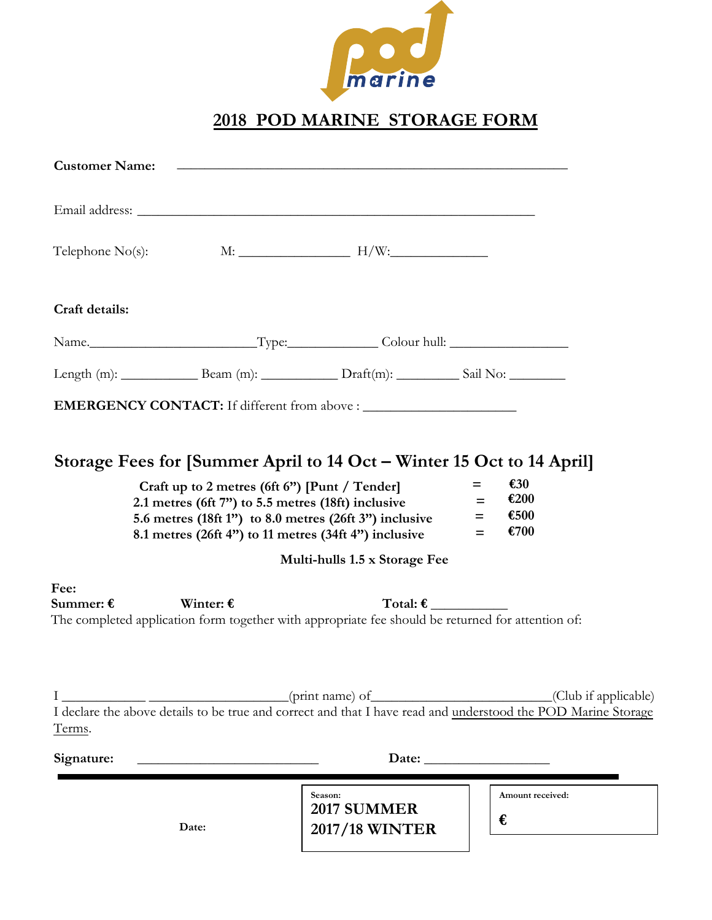pod marine

# 2018 POD MARINE STORAGE FORM

**Customer Name:** ______________________________________________________

Email address: ______________________________________________________

Telephone No(s): M: _______________ H/W:_____________

**Craft details:**

Name.________________________Type:_____________ Colour hull: ________________

Length (m): ___________ Beam (m): ___________ Draft(m): _________ Sail No: ________

**EMERGENCY CONTACT:** If different from above : ______________________

## Storage Fees for [Summer April to 14 Oct – Winter 15 Oct to 14 April]

| | | |
|---|---|---|
| **Craft up to 2 metres (6ft 6") [Punt / Tender]** | = | **€30** |
| **2.1 metres (6ft 7") to 5.5 metres (18ft) inclusive** | = | **€200** |
| **5.6 metres (18ft 1") to 8.0 metres (26ft 3") inclusive** | = | **€500** |
| **8.1 metres (26ft 4") to 11 metres (34ft 4") inclusive** | = | **€700** |

**Multi-hulls 1.5 x Storage Fee**

**Fee:**
**Summer: €** **Winter: €** **Total: €** ___________

The completed application form together with appropriate fee should be returned for attention of:

I ___________ ___________________(print name) of_________________________(Club if applicable)
I declare the above details to be true and correct and that I have read and understood the POD Marine Storage Terms.

**Signature:** _________________________ **Date:** __________________

---

**Date:**

| Season: |
|---|
| **2017 SUMMER** |
| **2017/18 WINTER** |

| Amount received: |
|---|
| **€** |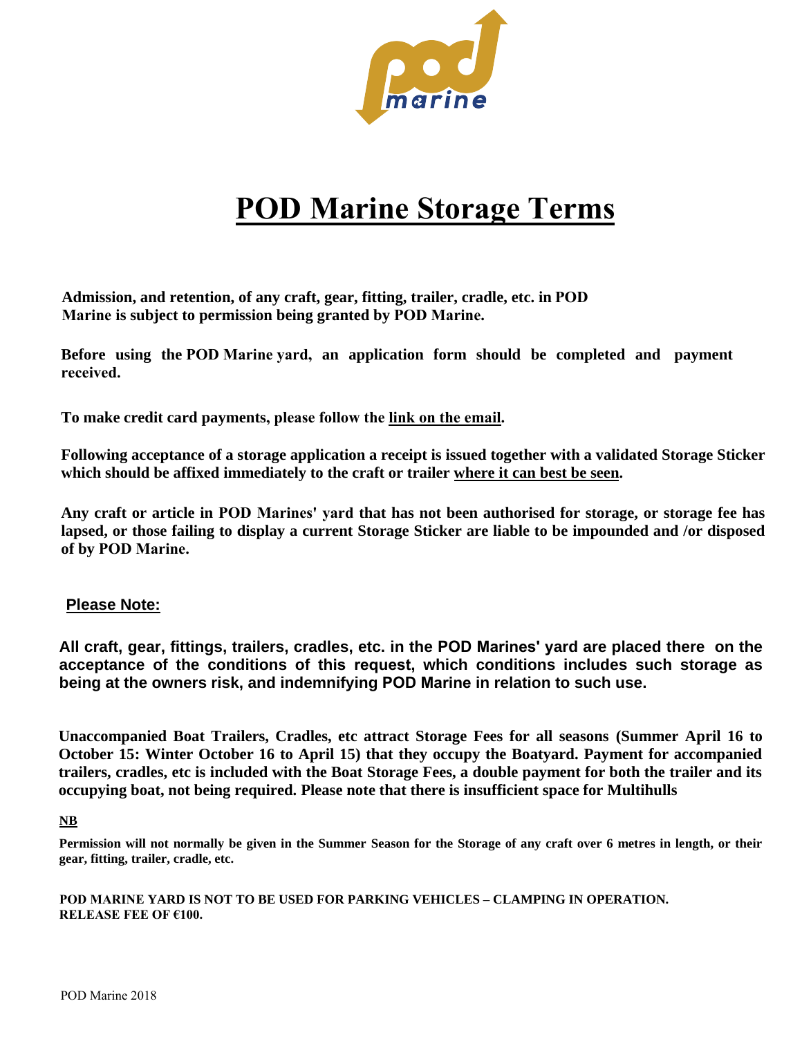# POD Marine Storage Terms

**Admission, and retention, of any craft, gear, fitting, trailer, cradle, etc. in POD Marine is subject to permission being granted by POD Marine.**

**Before using the POD Marine yard, an application form should be completed and payment received.**

**To make credit card payments, please follow the link on the email.**

**Following acceptance of a storage application a receipt is issued together with a validated Storage Sticker which should be affixed immediately to the craft or trailer where it can best be seen.**

**Any craft or article in POD Marines' yard that has not been authorised for storage, or storage fee has lapsed, or those failing to display a current Storage Sticker are liable to be impounded and /or disposed of by POD Marine.**

## Please Note:

**All craft, gear, fittings, trailers, cradles, etc. in the POD Marines' yard are placed there on the acceptance of the conditions of this request, which conditions includes such storage as being at the owners risk, and indemnifying POD Marine in relation to such use.**

**Unaccompanied Boat Trailers, Cradles, etc attract Storage Fees for all seasons (Summer April 16 to October 15: Winter October 16 to April 15) that they occupy the Boatyard. Payment for accompanied trailers, cradles, etc is included with the Boat Storage Fees, a double payment for both the trailer and its occupying boat, not being required. Please note that there is insufficient space for Multihulls**

**NB**

**Permission will not normally be given in the Summer Season for the Storage of any craft over 6 metres in length, or their gear, fitting, trailer, cradle, etc.**

**POD MARINE YARD IS NOT TO BE USED FOR PARKING VEHICLES – CLAMPING IN OPERATION. RELEASE FEE OF €100.**